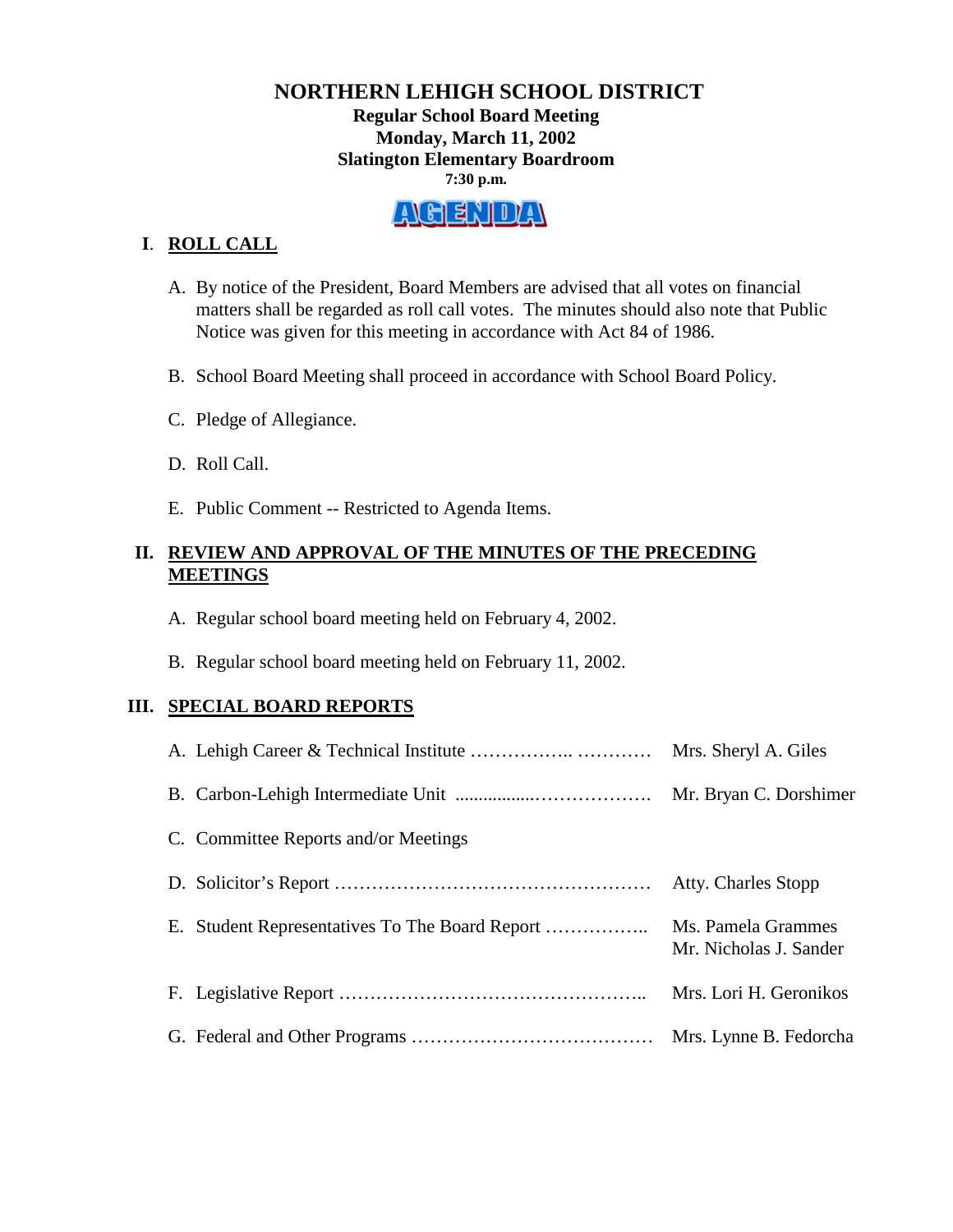# NORTHERN LEHIGH SCHOOL DISTRICT

**Regular School Board Meeting**
**Monday, March 11, 2002**
**Slatington Elementary Boardroom**
**7:30 p.m.**

**AGENDA**

## I. ROLL CALL

A. By notice of the President, Board Members are advised that all votes on financial matters shall be regarded as roll call votes. The minutes should also note that Public Notice was given for this meeting in accordance with Act 84 of 1986.

B. School Board Meeting shall proceed in accordance with School Board Policy.

C. Pledge of Allegiance.

D. Roll Call.

E. Public Comment -- Restricted to Agenda Items.

## II. REVIEW AND APPROVAL OF THE MINUTES OF THE PRECEDING MEETINGS

A. Regular school board meeting held on February 4, 2002.

B. Regular school board meeting held on February 11, 2002.

## III. SPECIAL BOARD REPORTS

A. Lehigh Career & Technical Institute …………….. ………… Mrs. Sheryl A. Giles

B. Carbon-Lehigh Intermediate Unit ................………………. Mr. Bryan C. Dorshimer

C. Committee Reports and/or Meetings

D. Solicitor's Report …………………………………………… Atty. Charles Stopp

E. Student Representatives To The Board Report …………….. Ms. Pamela Grammes, Mr. Nicholas J. Sander

F. Legislative Report ………………………………………….. Mrs. Lori H. Geronikos

G. Federal and Other Programs ………………………………… Mrs. Lynne B. Fedorcha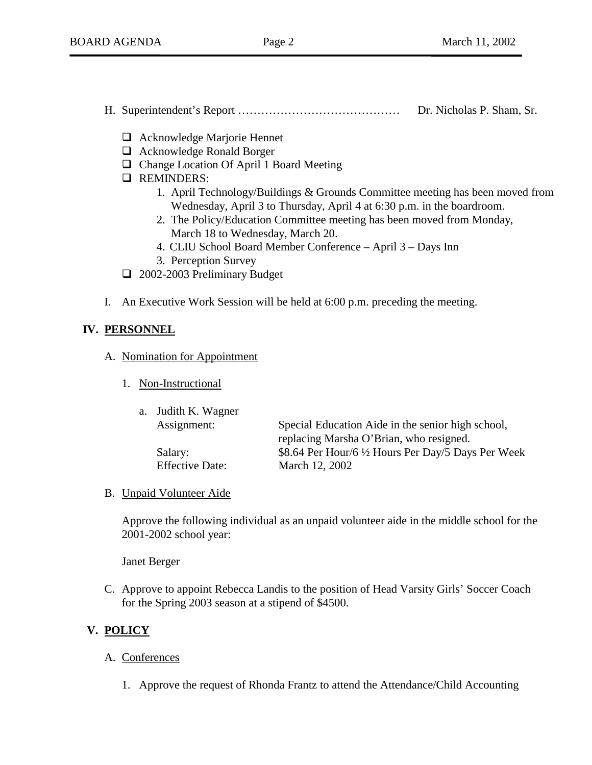H. Superintendent's Report …………………………………… Dr. Nicholas P. Sham, Sr.

- ❑ Acknowledge Marjorie Hennet
- ❑ Acknowledge Ronald Borger
- ❑ Change Location Of April 1 Board Meeting
- ❑ REMINDERS:
  1. April Technology/Buildings & Grounds Committee meeting has been moved from Wednesday, April 3 to Thursday, April 4 at 6:30 p.m. in the boardroom.
  2. The Policy/Education Committee meeting has been moved from Monday, March 18 to Wednesday, March 20.
  4. CLIU School Board Member Conference – April 3 – Days Inn
  3. Perception Survey
- ❑ 2002-2003 Preliminary Budget

I. An Executive Work Session will be held at 6:00 p.m. preceding the meeting.

## IV. PERSONNEL

A. Nomination for Appointment

1. Non-Instructional

a. Judith K. Wagner

| | |
|---|---|
| Assignment: | Special Education Aide in the senior high school, replacing Marsha O'Brian, who resigned. |
| Salary: | $8.64 Per Hour/6 ½ Hours Per Day/5 Days Per Week |
| Effective Date: | March 12, 2002 |

B. Unpaid Volunteer Aide

Approve the following individual as an unpaid volunteer aide in the middle school for the 2001-2002 school year:

Janet Berger

C. Approve to appoint Rebecca Landis to the position of Head Varsity Girls' Soccer Coach for the Spring 2003 season at a stipend of $4500.

## V. POLICY

A. Conferences

1. Approve the request of Rhonda Frantz to attend the Attendance/Child Accounting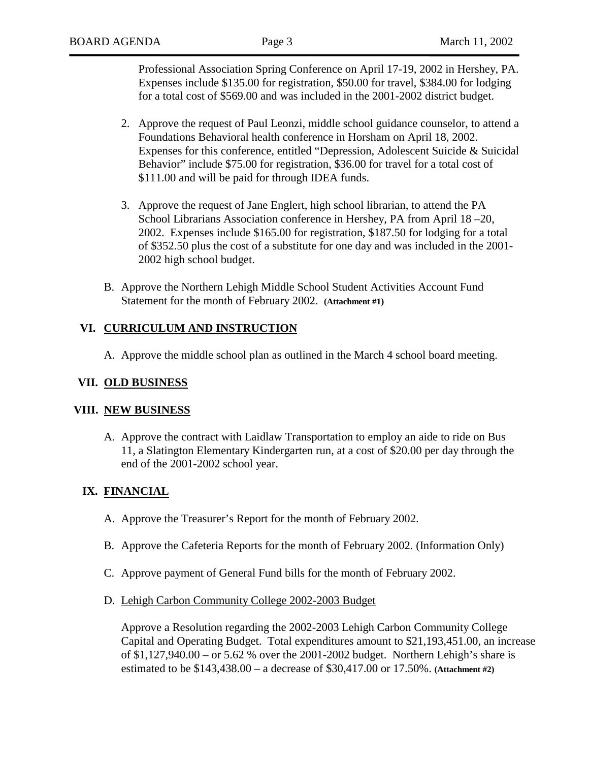Professional Association Spring Conference on April 17-19, 2002 in Hershey, PA. Expenses include $135.00 for registration, $50.00 for travel, $384.00 for lodging for a total cost of $569.00 and was included in the 2001-2002 district budget.

2. Approve the request of Paul Leonzi, middle school guidance counselor, to attend a Foundations Behavioral health conference in Horsham on April 18, 2002. Expenses for this conference, entitled "Depression, Adolescent Suicide & Suicidal Behavior" include $75.00 for registration, $36.00 for travel for a total cost of $111.00 and will be paid for through IDEA funds.

3. Approve the request of Jane Englert, high school librarian, to attend the PA School Librarians Association conference in Hershey, PA from April 18 –20, 2002. Expenses include $165.00 for registration, $187.50 for lodging for a total of $352.50 plus the cost of a substitute for one day and was included in the 2001-2002 high school budget.

B. Approve the Northern Lehigh Middle School Student Activities Account Fund Statement for the month of February 2002. **(Attachment #1)**

## VI. CURRICULUM AND INSTRUCTION

A. Approve the middle school plan as outlined in the March 4 school board meeting.

## VII. OLD BUSINESS

## VIII. NEW BUSINESS

A. Approve the contract with Laidlaw Transportation to employ an aide to ride on Bus 11, a Slatington Elementary Kindergarten run, at a cost of $20.00 per day through the end of the 2001-2002 school year.

## IX. FINANCIAL

A. Approve the Treasurer's Report for the month of February 2002.

B. Approve the Cafeteria Reports for the month of February 2002. (Information Only)

C. Approve payment of General Fund bills for the month of February 2002.

D. Lehigh Carbon Community College 2002-2003 Budget

Approve a Resolution regarding the 2002-2003 Lehigh Carbon Community College Capital and Operating Budget. Total expenditures amount to $21,193,451.00, an increase of $1,127,940.00 – or 5.62 % over the 2001-2002 budget. Northern Lehigh's share is estimated to be $143,438.00 – a decrease of $30,417.00 or 17.50%. **(Attachment #2)**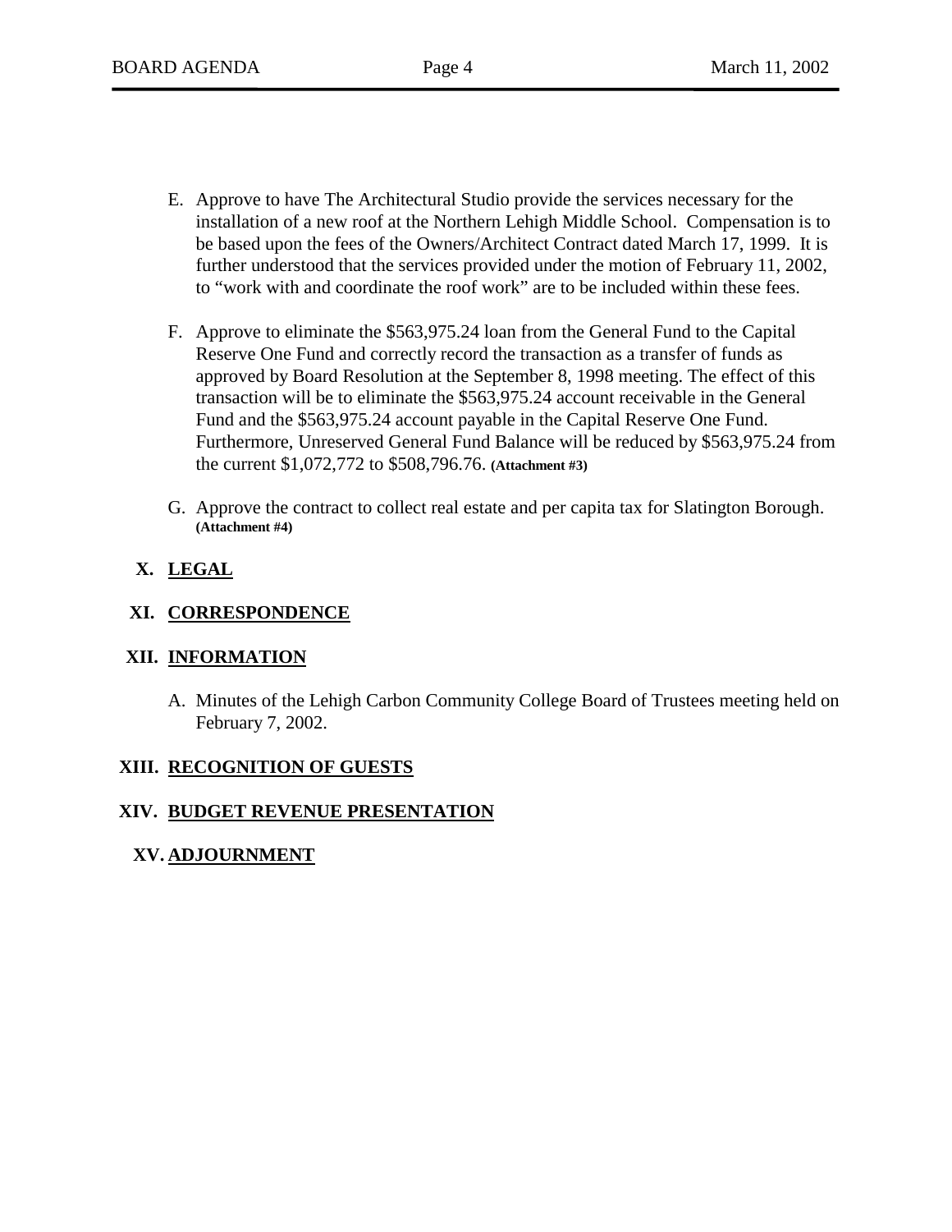E. Approve to have The Architectural Studio provide the services necessary for the installation of a new roof at the Northern Lehigh Middle School. Compensation is to be based upon the fees of the Owners/Architect Contract dated March 17, 1999. It is further understood that the services provided under the motion of February 11, 2002, to "work with and coordinate the roof work" are to be included within these fees.

F. Approve to eliminate the $563,975.24 loan from the General Fund to the Capital Reserve One Fund and correctly record the transaction as a transfer of funds as approved by Board Resolution at the September 8, 1998 meeting. The effect of this transaction will be to eliminate the $563,975.24 account receivable in the General Fund and the $563,975.24 account payable in the Capital Reserve One Fund. Furthermore, Unreserved General Fund Balance will be reduced by $563,975.24 from the current $1,072,772 to $508,796.76. **(Attachment #3)**

G. Approve the contract to collect real estate and per capita tax for Slatington Borough. **(Attachment #4)**

## X. LEGAL

## XI. CORRESPONDENCE

## XII. INFORMATION

A. Minutes of the Lehigh Carbon Community College Board of Trustees meeting held on February 7, 2002.

## XIII. RECOGNITION OF GUESTS

## XIV. BUDGET REVENUE PRESENTATION

## XV. ADJOURNMENT